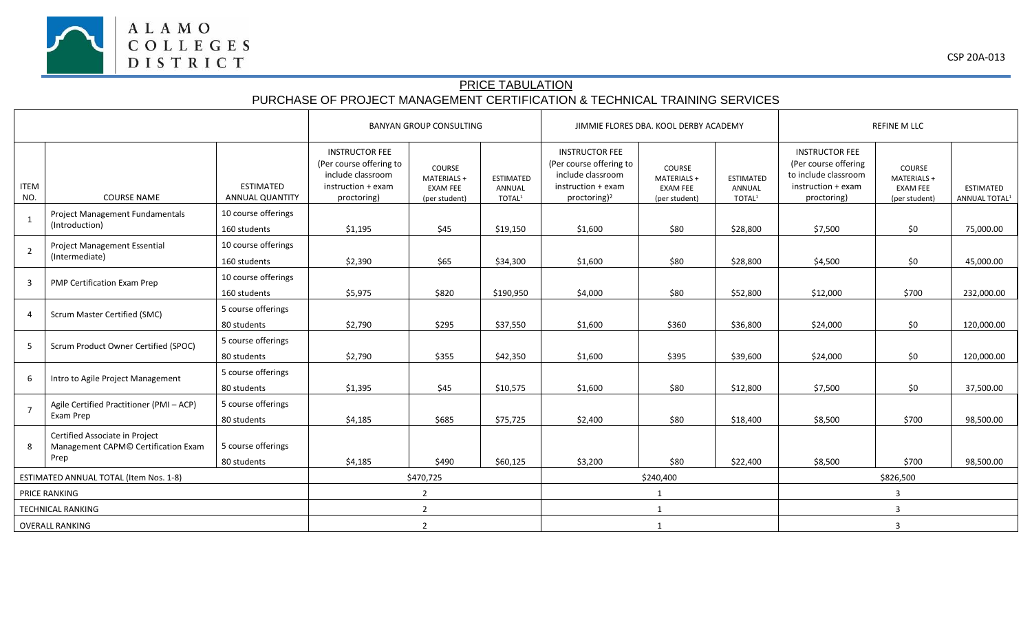CSP 20A-013

# PRICE TABULATION

## PURCHASE OF PROJECT MANAGEMENT CERTIFICATION & TECHNICAL TRAINING SERVICES

| | | | BANYAN GROUP CONSULTING | | | JIMMIE FLORES DBA. KOOL DERBY ACADEMY | | | REFINE M LLC | | |
|---|---|---|---|---|---|---|---|---|---|---|---|
| ITEM NO. | COURSE NAME | ESTIMATED ANNUAL QUANTITY | INSTRUCTOR FEE (Per course offering to include classroom instruction + exam proctoring) | COURSE MATERIALS + EXAM FEE (per student) | ESTIMATED ANNUAL TOTAL[1] | INSTRUCTOR FEE (Per course offering to include classroom instruction + exam proctoring)[2] | COURSE MATERIALS + EXAM FEE (per student) | ESTIMATED ANNUAL TOTAL[1] | INSTRUCTOR FEE (Per course offering to include classroom instruction + exam proctoring) | COURSE MATERIALS + EXAM FEE (per student) | ESTIMATED ANNUAL TOTAL[1] |
| 1 | Project Management Fundamentals (Introduction) | 10 course offerings 160 students | $1,195 | $45 | $19,150 | $1,600 | $80 | $28,800 | $7,500 | $0 | 75,000.00 |
| 2 | Project Management Essential (Intermediate) | 10 course offerings 160 students | $2,390 | $65 | $34,300 | $1,600 | $80 | $28,800 | $4,500 | $0 | 45,000.00 |
| 3 | PMP Certification Exam Prep | 10 course offerings 160 students | $5,975 | $820 | $190,950 | $4,000 | $80 | $52,800 | $12,000 | $700 | 232,000.00 |
| 4 | Scrum Master Certified (SMC) | 5 course offerings 80 students | $2,790 | $295 | $37,550 | $1,600 | $360 | $36,800 | $24,000 | $0 | 120,000.00 |
| 5 | Scrum Product Owner Certified (SPOC) | 5 course offerings 80 students | $2,790 | $355 | $42,350 | $1,600 | $395 | $39,600 | $24,000 | $0 | 120,000.00 |
| 6 | Intro to Agile Project Management | 5 course offerings 80 students | $1,395 | $45 | $10,575 | $1,600 | $80 | $12,800 | $7,500 | $0 | 37,500.00 |
| 7 | Agile Certified Practitioner (PMI – ACP) Exam Prep | 5 course offerings 80 students | $4,185 | $685 | $75,725 | $2,400 | $80 | $18,400 | $8,500 | $700 | 98,500.00 |
| 8 | Certified Associate in Project Management CAPM© Certification Exam Prep | 5 course offerings 80 students | $4,185 | $490 | $60,125 | $3,200 | $80 | $22,400 | $8,500 | $700 | 98,500.00 |
| ESTIMATED ANNUAL TOTAL (Item Nos. 1-8) | | | $470,725 | | | $240,400 | | | $826,500 | | |
| PRICE RANKING | | | 2 | | | 1 | | | 3 | | |
| TECHNICAL RANKING | | | 2 | | | 1 | | | 3 | | |
| OVERALL RANKING | | | 2 | | | 1 | | | 3 | | |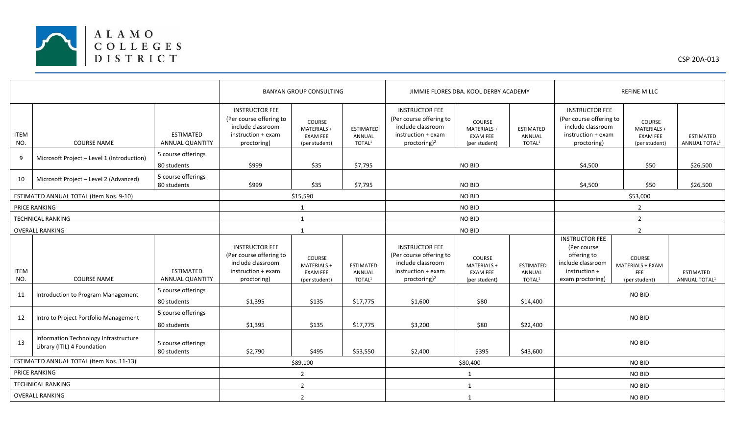| | | | BANYAN GROUP CONSULTING | | | JIMMIE FLORES DBA. KOOL DERBY ACADEMY | | | REFINE M LLC | | |
|---|---|---|---|---|---|---|---|---|---|---|---|
| ITEM NO. | COURSE NAME | ESTIMATED ANNUAL QUANTITY | INSTRUCTOR FEE (Per course offering to include classroom instruction + exam proctoring) | COURSE MATERIALS + EXAM FEE (per student) | ESTIMATED ANNUAL TOTAL[1] | INSTRUCTOR FEE (Per course offering to include classroom instruction + exam proctoring)[2] | COURSE MATERIALS + EXAM FEE (per student) | ESTIMATED ANNUAL TOTAL[1] | INSTRUCTOR FEE (Per course offering to include classroom instruction + exam proctoring) | COURSE MATERIALS + EXAM FEE (per student) | ESTIMATED ANNUAL TOTAL[1] |
| 9 | Microsoft Project – Level 1 (Introduction) | 5 course offerings 80 students | $999 | $35 | $7,795 | NO BID | | | $4,500 | $50 | $26,500 |
| 10 | Microsoft Project – Level 2 (Advanced) | 5 course offerings 80 students | $999 | $35 | $7,795 | NO BID | | | $4,500 | $50 | $26,500 |
| ESTIMATED ANNUAL TOTAL (Item Nos. 9-10) | | | $15,590 | | | NO BID | | | $53,000 | | |
| PRICE RANKING | | | 1 | | | NO BID | | | 2 | | |
| TECHNICAL RANKING | | | 1 | | | NO BID | | | 2 | | |
| OVERALL RANKING | | | 1 | | | NO BID | | | 2 | | |
| ITEM NO. | COURSE NAME | ESTIMATED ANNUAL QUANTITY | INSTRUCTOR FEE (Per course offering to include classroom instruction + exam proctoring) | COURSE MATERIALS + EXAM FEE (per student) | ESTIMATED ANNUAL TOTAL[1] | INSTRUCTOR FEE (Per course offering to include classroom instruction + exam proctoring)[2] | COURSE MATERIALS + EXAM FEE (per student) | ESTIMATED ANNUAL TOTAL[1] | INSTRUCTOR FEE (Per course offering to include classroom instruction + exam proctoring) | COURSE MATERIALS + EXAM FEE (per student) | ESTIMATED ANNUAL TOTAL[1] |
| 11 | Introduction to Program Management | 5 course offerings 80 students | $1,395 | $135 | $17,775 | $1,600 | $80 | $14,400 | NO BID | | |
| 12 | Intro to Project Portfolio Management | 5 course offerings 80 students | $1,395 | $135 | $17,775 | $3,200 | $80 | $22,400 | NO BID | | |
| 13 | Information Technology Infrastructure Library (ITIL) 4 Foundation | 5 course offerings 80 students | $2,790 | $495 | $53,550 | $2,400 | $395 | $43,600 | NO BID | | |
| ESTIMATED ANNUAL TOTAL (Item Nos. 11-13) | | | $89,100 | | | $80,400 | | | NO BID | | |
| PRICE RANKING | | | 2 | | | 1 | | | NO BID | | |
| TECHNICAL RANKING | | | 2 | | | 1 | | | NO BID | | |
| OVERALL RANKING | | | 2 | | | 1 | | | NO BID | | |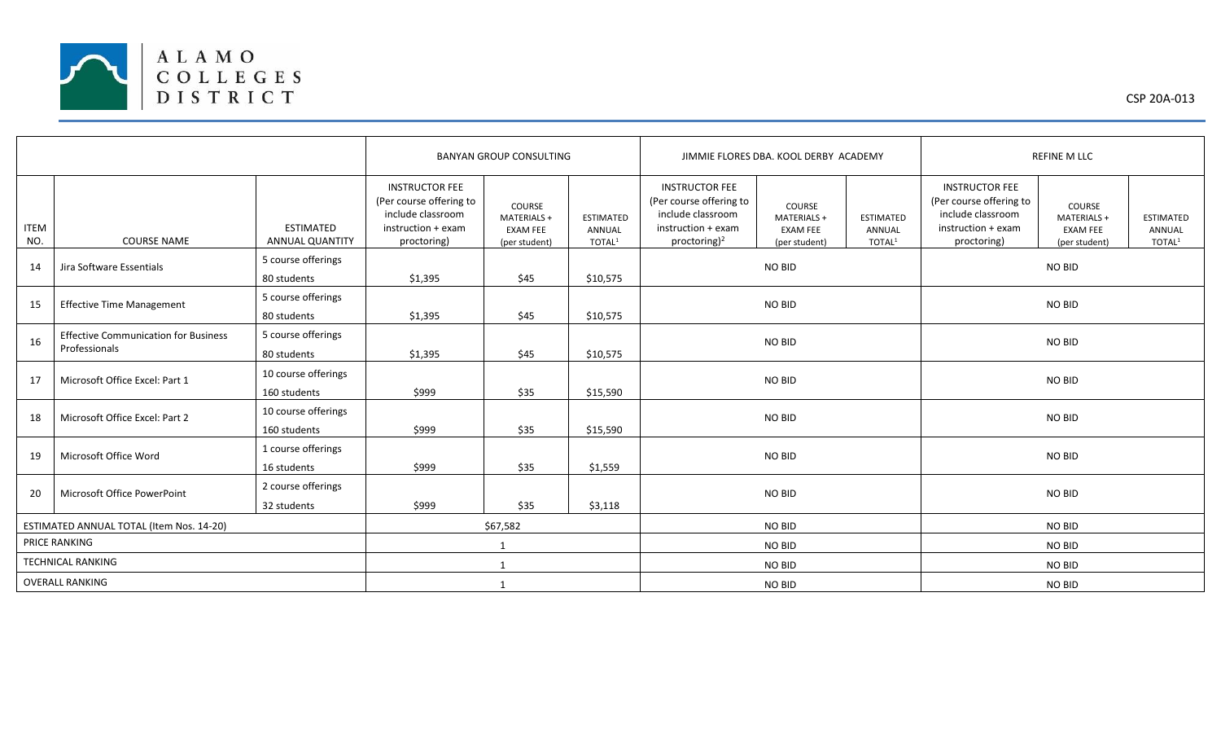ALAMO COLLEGES DISTRICT

CSP 20A-013

| | | | BANYAN GROUP CONSULTING | | | JIMMIE FLORES DBA. KOOL DERBY ACADEMY | | | REFINE M LLC | | |
|---|---|---|---|---|---|---|---|---|---|---|---|
| ITEM NO. | COURSE NAME | ESTIMATED ANNUAL QUANTITY | INSTRUCTOR FEE (Per course offering to include classroom instruction + exam proctoring) | COURSE MATERIALS + EXAM FEE (per student) | ESTIMATED ANNUAL TOTAL[1] | INSTRUCTOR FEE (Per course offering to include classroom instruction + exam proctoring)[2] | COURSE MATERIALS + EXAM FEE (per student) | ESTIMATED ANNUAL TOTAL[1] | INSTRUCTOR FEE (Per course offering to include classroom instruction + exam proctoring) | COURSE MATERIALS + EXAM FEE (per student) | ESTIMATED ANNUAL TOTAL[1] |
| 14 | Jira Software Essentials | 5 course offerings 80 students | $1,395 | $45 | $10,575 | NO BID | | | NO BID | | |
| 15 | Effective Time Management | 5 course offerings 80 students | $1,395 | $45 | $10,575 | NO BID | | | NO BID | | |
| 16 | Effective Communication for Business Professionals | 5 course offerings 80 students | $1,395 | $45 | $10,575 | NO BID | | | NO BID | | |
| 17 | Microsoft Office Excel: Part 1 | 10 course offerings 160 students | $999 | $35 | $15,590 | NO BID | | | NO BID | | |
| 18 | Microsoft Office Excel: Part 2 | 10 course offerings 160 students | $999 | $35 | $15,590 | NO BID | | | NO BID | | |
| 19 | Microsoft Office Word | 1 course offerings 16 students | $999 | $35 | $1,559 | NO BID | | | NO BID | | |
| 20 | Microsoft Office PowerPoint | 2 course offerings 32 students | $999 | $35 | $3,118 | NO BID | | | NO BID | | |
| ESTIMATED ANNUAL TOTAL (Item Nos. 14-20) | | | $67,582 | | | NO BID | | | NO BID | | |
| PRICE RANKING | | | 1 | | | NO BID | | | NO BID | | |
| TECHNICAL RANKING | | | 1 | | | NO BID | | | NO BID | | |
| OVERALL RANKING | | | 1 | | | NO BID | | | NO BID | | |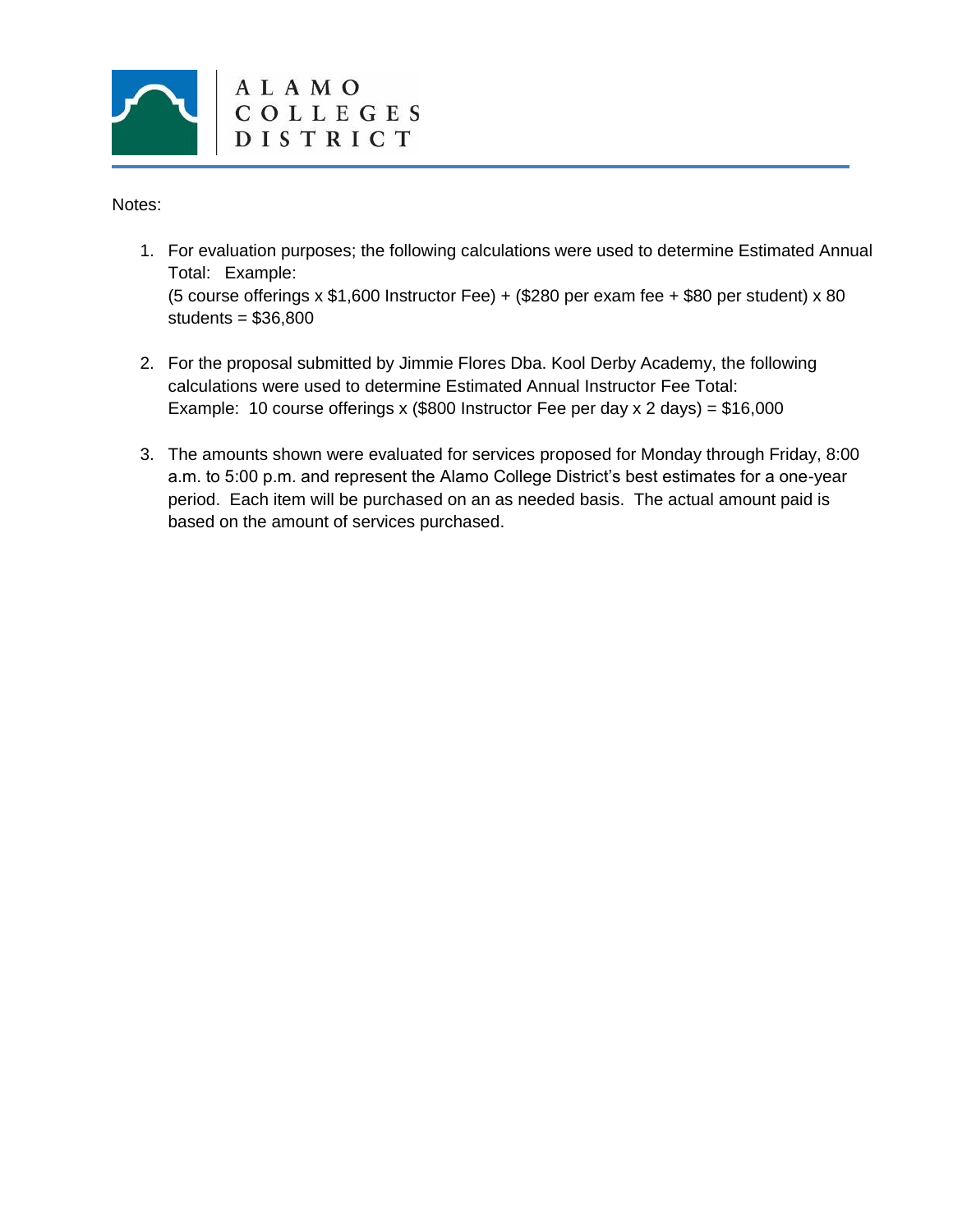Notes:

1. For evaluation purposes; the following calculations were used to determine Estimated Annual Total: Example:
   (5 course offerings x $1,600 Instructor Fee) + ($280 per exam fee + $80 per student) x 80 students = $36,800

2. For the proposal submitted by Jimmie Flores Dba. Kool Derby Academy, the following calculations were used to determine Estimated Annual Instructor Fee Total:
   Example: 10 course offerings x ($800 Instructor Fee per day x 2 days) = $16,000

3. The amounts shown were evaluated for services proposed for Monday through Friday, 8:00 a.m. to 5:00 p.m. and represent the Alamo College District's best estimates for a one-year period. Each item will be purchased on an as needed basis. The actual amount paid is based on the amount of services purchased.